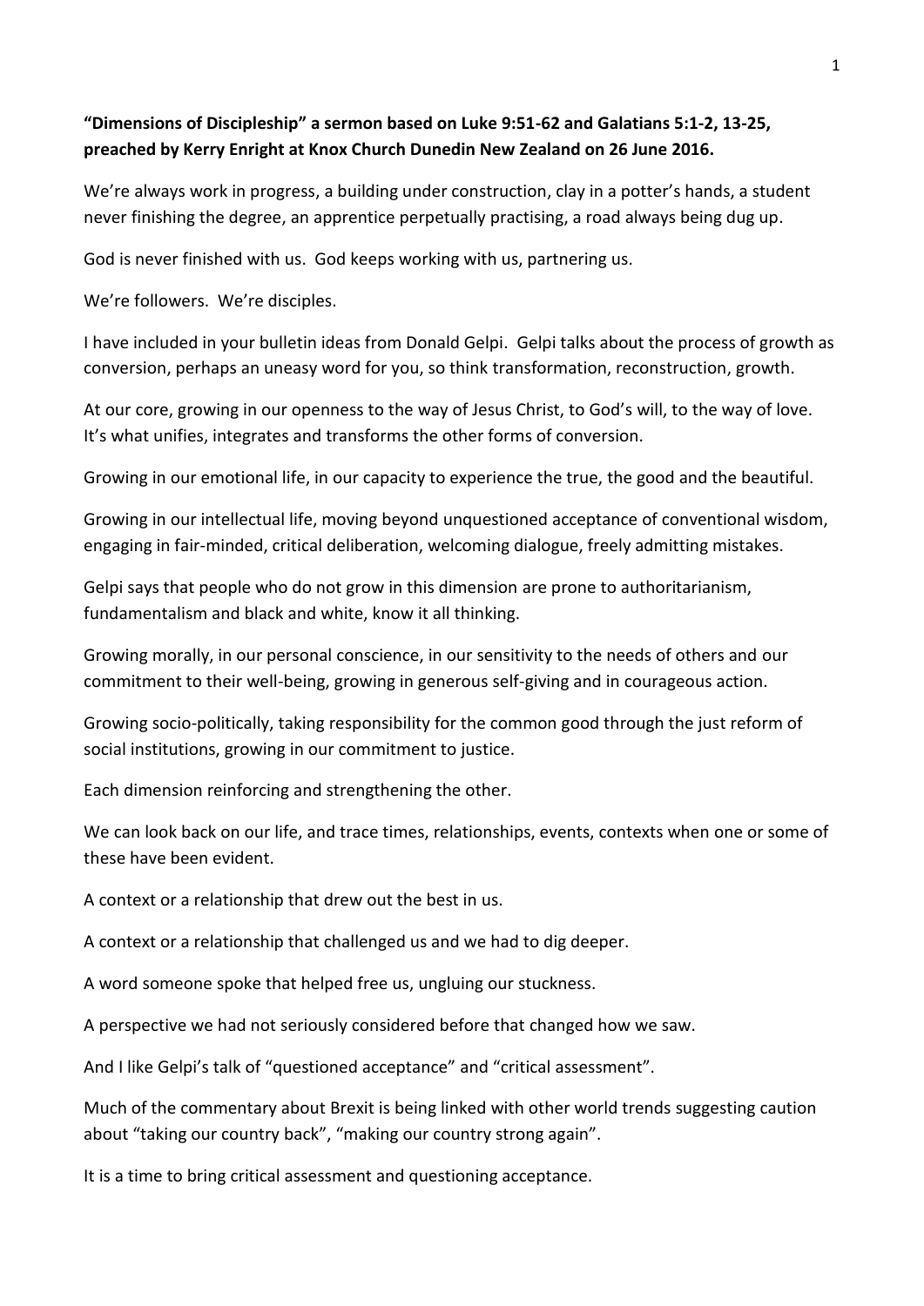**"Dimensions of Discipleship" a sermon based on Luke 9:51-62 and Galatians 5:1-2, 13-25, preached by Kerry Enright at Knox Church Dunedin New Zealand on 26 June 2016.**

We're always work in progress, a building under construction, clay in a potter's hands, a student never finishing the degree, an apprentice perpetually practising, a road always being dug up.

God is never finished with us. God keeps working with us, partnering us.

We're followers. We're disciples.

I have included in your bulletin ideas from Donald Gelpi. Gelpi talks about the process of growth as conversion, perhaps an uneasy word for you, so think transformation, reconstruction, growth.

At our core, growing in our openness to the way of Jesus Christ, to God's will, to the way of love. It's what unifies, integrates and transforms the other forms of conversion.

Growing in our emotional life, in our capacity to experience the true, the good and the beautiful.

Growing in our intellectual life, moving beyond unquestioned acceptance of conventional wisdom, engaging in fair-minded, critical deliberation, welcoming dialogue, freely admitting mistakes.

Gelpi says that people who do not grow in this dimension are prone to authoritarianism, fundamentalism and black and white, know it all thinking.

Growing morally, in our personal conscience, in our sensitivity to the needs of others and our commitment to their well-being, growing in generous self-giving and in courageous action.

Growing socio-politically, taking responsibility for the common good through the just reform of social institutions, growing in our commitment to justice.

Each dimension reinforcing and strengthening the other.

We can look back on our life, and trace times, relationships, events, contexts when one or some of these have been evident.

A context or a relationship that drew out the best in us.

A context or a relationship that challenged us and we had to dig deeper.

A word someone spoke that helped free us, ungluing our stuckness.

A perspective we had not seriously considered before that changed how we saw.

And I like Gelpi's talk of "questioned acceptance" and "critical assessment".

Much of the commentary about Brexit is being linked with other world trends suggesting caution about "taking our country back", "making our country strong again".

It is a time to bring critical assessment and questioning acceptance.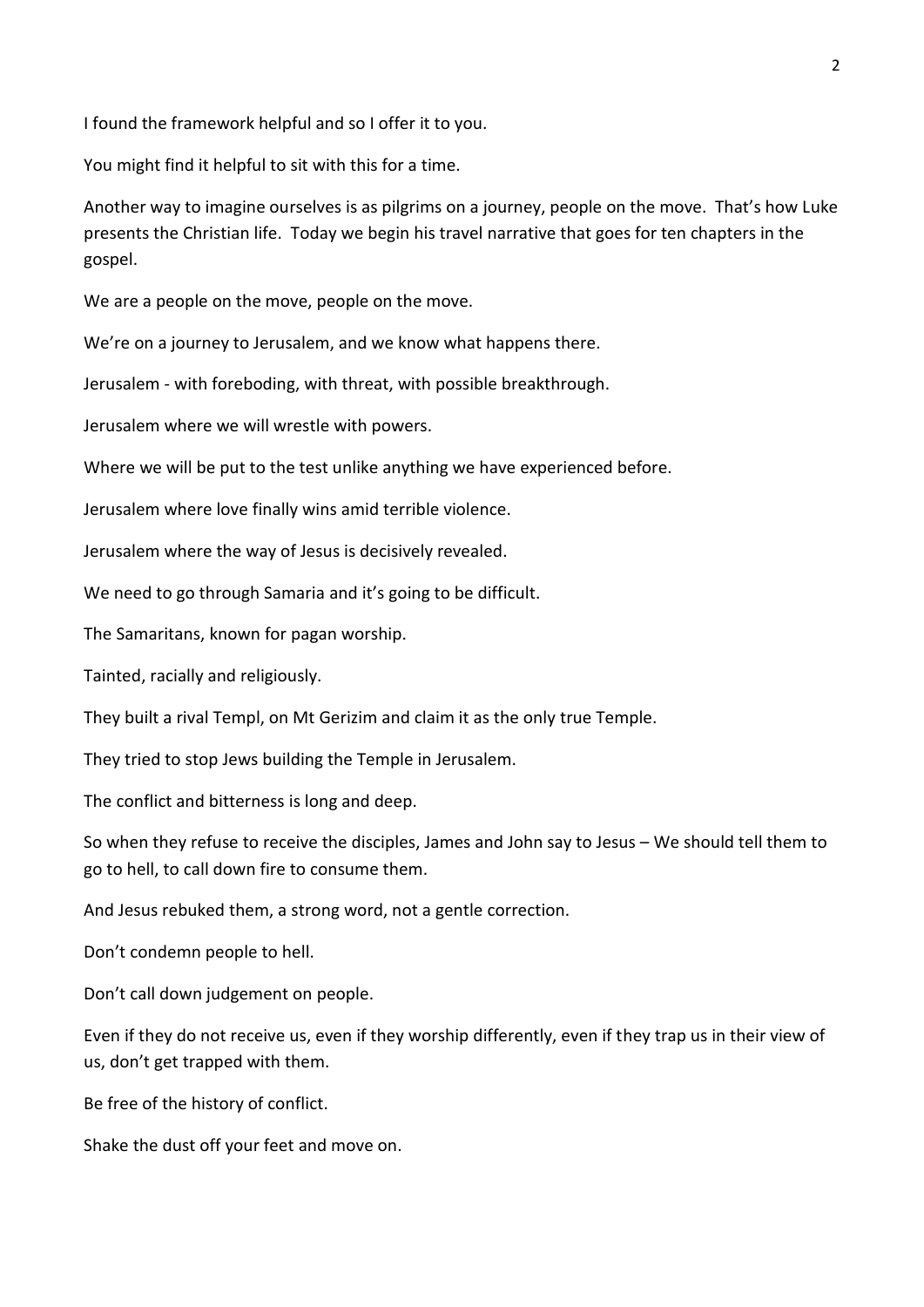I found the framework helpful and so I offer it to you.

You might find it helpful to sit with this for a time.

Another way to imagine ourselves is as pilgrims on a journey, people on the move. That's how Luke presents the Christian life. Today we begin his travel narrative that goes for ten chapters in the gospel.

We are a people on the move, people on the move.

We're on a journey to Jerusalem, and we know what happens there.

Jerusalem - with foreboding, with threat, with possible breakthrough.

Jerusalem where we will wrestle with powers.

Where we will be put to the test unlike anything we have experienced before.

Jerusalem where love finally wins amid terrible violence.

Jerusalem where the way of Jesus is decisively revealed.

We need to go through Samaria and it's going to be difficult.

The Samaritans, known for pagan worship.

Tainted, racially and religiously.

They built a rival Templ, on Mt Gerizim and claim it as the only true Temple.

They tried to stop Jews building the Temple in Jerusalem.

The conflict and bitterness is long and deep.

So when they refuse to receive the disciples, James and John say to Jesus – We should tell them to go to hell, to call down fire to consume them.

And Jesus rebuked them, a strong word, not a gentle correction.

Don't condemn people to hell.

Don't call down judgement on people.

Even if they do not receive us, even if they worship differently, even if they trap us in their view of us, don't get trapped with them.

Be free of the history of conflict.

Shake the dust off your feet and move on.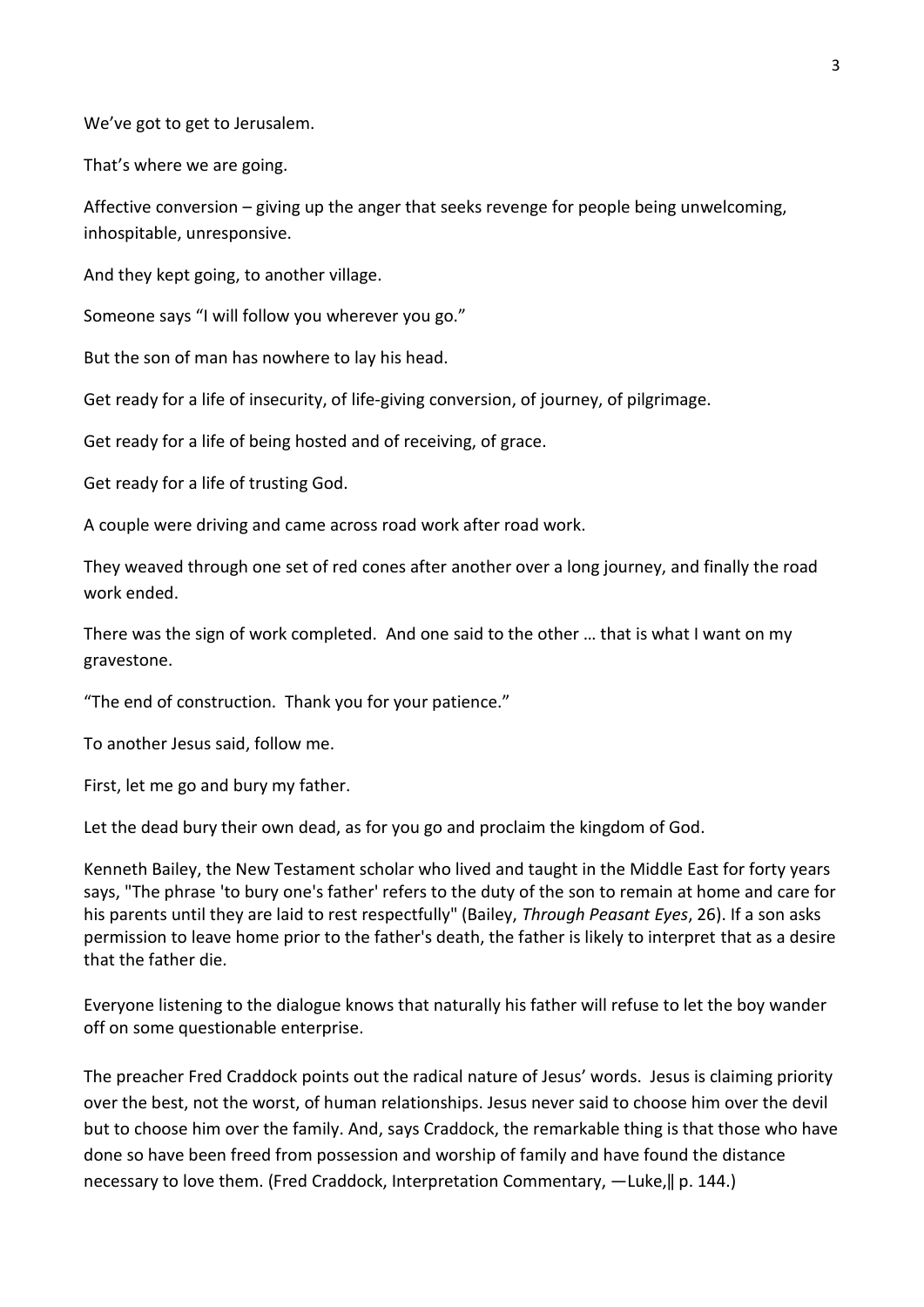We've got to get to Jerusalem.

That's where we are going.

Affective conversion – giving up the anger that seeks revenge for people being unwelcoming, inhospitable, unresponsive.

And they kept going, to another village.

Someone says "I will follow you wherever you go."

But the son of man has nowhere to lay his head.

Get ready for a life of insecurity, of life-giving conversion, of journey, of pilgrimage.

Get ready for a life of being hosted and of receiving, of grace.

Get ready for a life of trusting God.

A couple were driving and came across road work after road work.

They weaved through one set of red cones after another over a long journey, and finally the road work ended.

There was the sign of work completed. And one said to the other … that is what I want on my gravestone.

"The end of construction. Thank you for your patience."

To another Jesus said, follow me.

First, let me go and bury my father.

Let the dead bury their own dead, as for you go and proclaim the kingdom of God.

Kenneth Bailey, the New Testament scholar who lived and taught in the Middle East for forty years says, "The phrase 'to bury one's father' refers to the duty of the son to remain at home and care for his parents until they are laid to rest respectfully" (Bailey, *Through Peasant Eyes*, 26). If a son asks permission to leave home prior to the father's death, the father is likely to interpret that as a desire that the father die.

Everyone listening to the dialogue knows that naturally his father will refuse to let the boy wander off on some questionable enterprise.

The preacher Fred Craddock points out the radical nature of Jesus' words. Jesus is claiming priority over the best, not the worst, of human relationships. Jesus never said to choose him over the devil but to choose him over the family. And, says Craddock, the remarkable thing is that those who have done so have been freed from possession and worship of family and have found the distance necessary to love them. (Fred Craddock, Interpretation Commentary, —Luke,‖ p. 144.)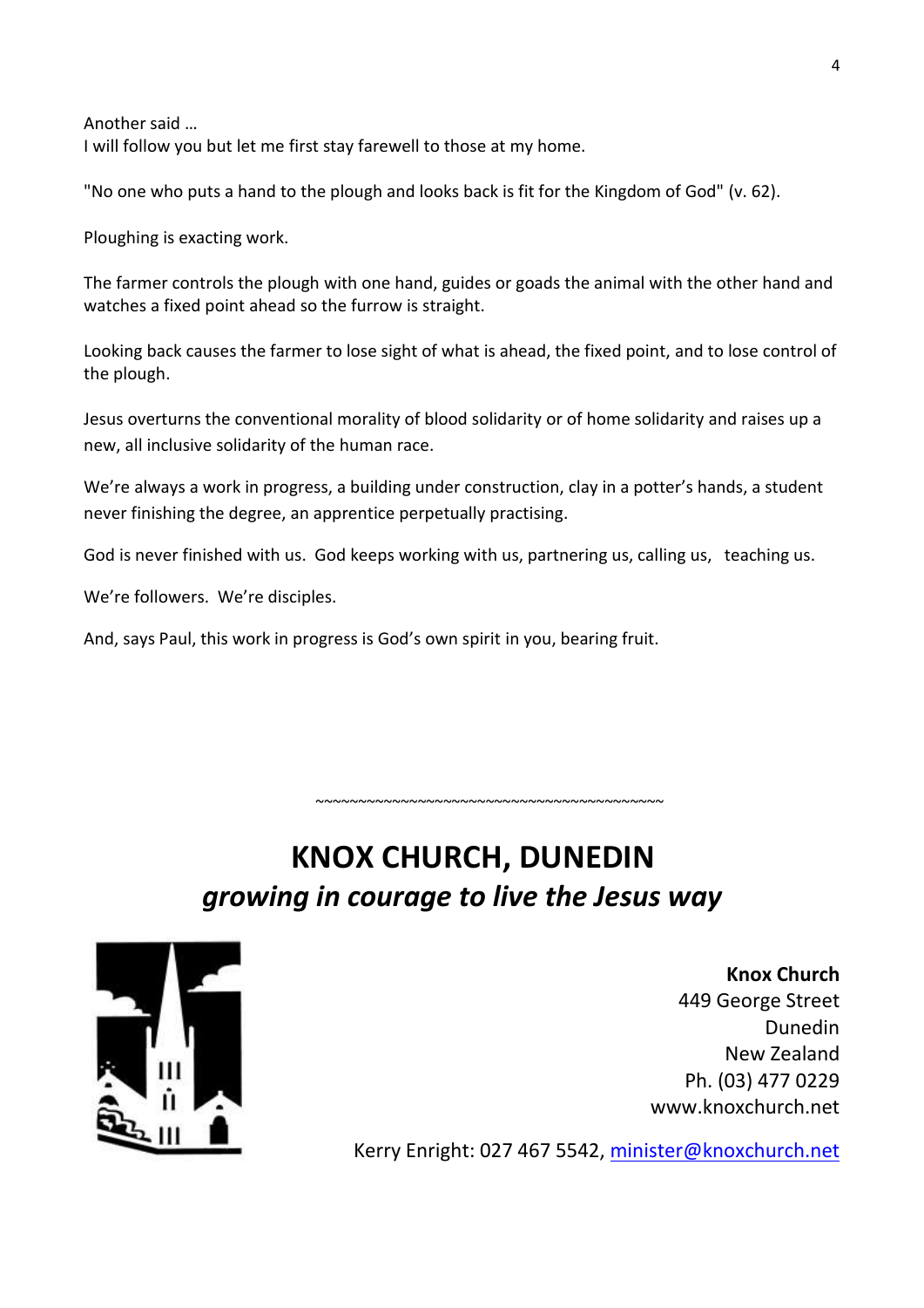Another said …
I will follow you but let me first stay farewell to those at my home.

"No one who puts a hand to the plough and looks back is fit for the Kingdom of God" (v. 62).

Ploughing is exacting work.

The farmer controls the plough with one hand, guides or goads the animal with the other hand and watches a fixed point ahead so the furrow is straight.

Looking back causes the farmer to lose sight of what is ahead, the fixed point, and to lose control of the plough.

Jesus overturns the conventional morality of blood solidarity or of home solidarity and raises up a new, all inclusive solidarity of the human race.

We're always a work in progress, a building under construction, clay in a potter's hands, a student never finishing the degree, an apprentice perpetually practising.

God is never finished with us. God keeps working with us, partnering us, calling us, teaching us.

We're followers. We're disciples.

And, says Paul, this work in progress is God's own spirit in you, bearing fruit.

~~~~~~~~~~~~~~~~~~~~~~~~~~~~~~~~~~~~~~~~~~~~

# KNOX CHURCH, DUNEDIN

## *growing in courage to live the Jesus way*

**Knox Church**
449 George Street
Dunedin
New Zealand
Ph. (03) 477 0229
www.knoxchurch.net

Kerry Enright: 027 467 5542, minister@knoxchurch.net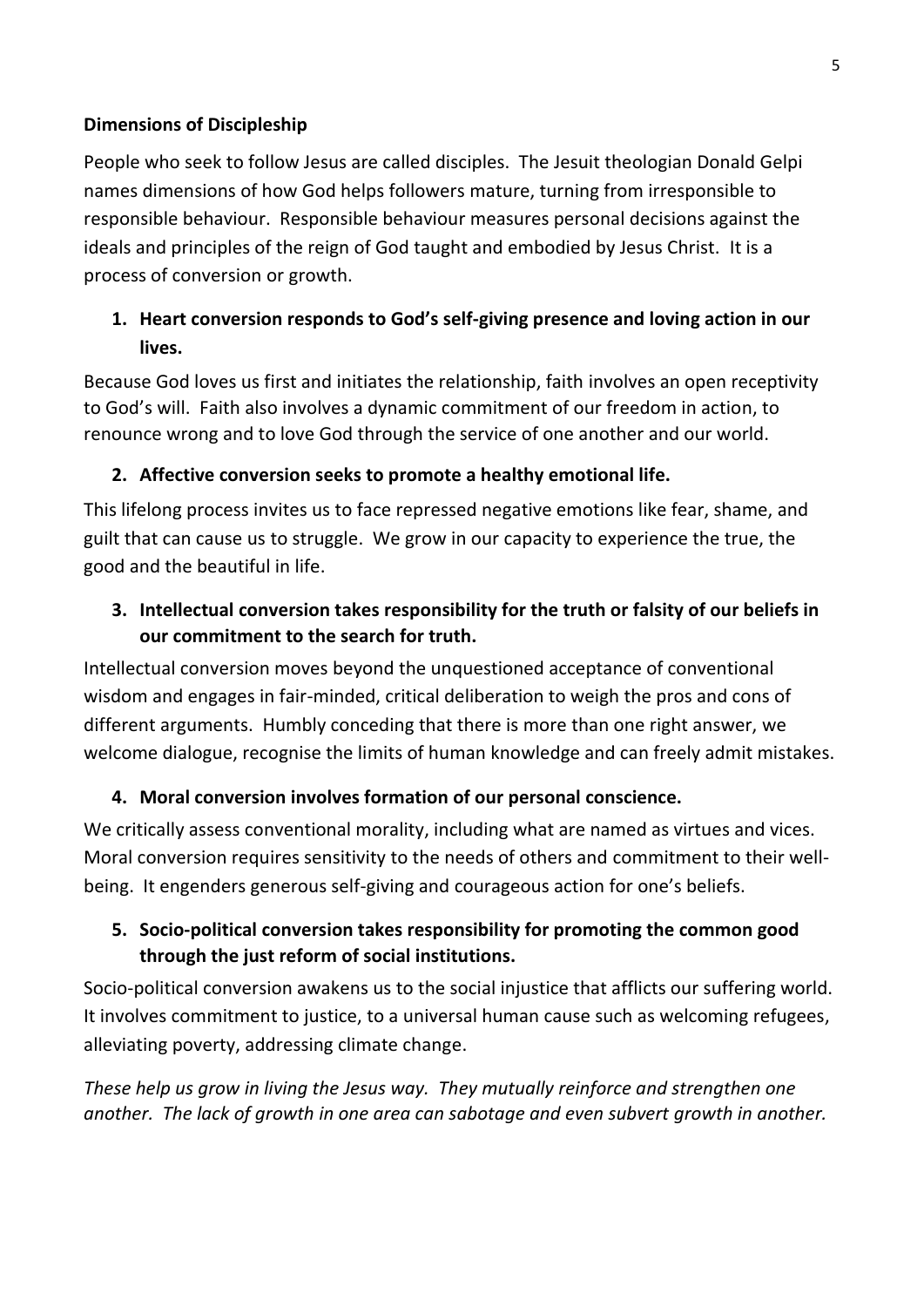**Dimensions of Discipleship**

People who seek to follow Jesus are called disciples. The Jesuit theologian Donald Gelpi names dimensions of how God helps followers mature, turning from irresponsible to responsible behaviour. Responsible behaviour measures personal decisions against the ideals and principles of the reign of God taught and embodied by Jesus Christ. It is a process of conversion or growth.

1. **Heart conversion responds to God's self-giving presence and loving action in our lives.**

Because God loves us first and initiates the relationship, faith involves an open receptivity to God's will. Faith also involves a dynamic commitment of our freedom in action, to renounce wrong and to love God through the service of one another and our world.

2. **Affective conversion seeks to promote a healthy emotional life.**

This lifelong process invites us to face repressed negative emotions like fear, shame, and guilt that can cause us to struggle. We grow in our capacity to experience the true, the good and the beautiful in life.

3. **Intellectual conversion takes responsibility for the truth or falsity of our beliefs in our commitment to the search for truth.**

Intellectual conversion moves beyond the unquestioned acceptance of conventional wisdom and engages in fair-minded, critical deliberation to weigh the pros and cons of different arguments. Humbly conceding that there is more than one right answer, we welcome dialogue, recognise the limits of human knowledge and can freely admit mistakes.

4. **Moral conversion involves formation of our personal conscience.**

We critically assess conventional morality, including what are named as virtues and vices. Moral conversion requires sensitivity to the needs of others and commitment to their well-being. It engenders generous self-giving and courageous action for one's beliefs.

5. **Socio-political conversion takes responsibility for promoting the common good through the just reform of social institutions.**

Socio-political conversion awakens us to the social injustice that afflicts our suffering world. It involves commitment to justice, to a universal human cause such as welcoming refugees, alleviating poverty, addressing climate change.

*These help us grow in living the Jesus way. They mutually reinforce and strengthen one another. The lack of growth in one area can sabotage and even subvert growth in another.*